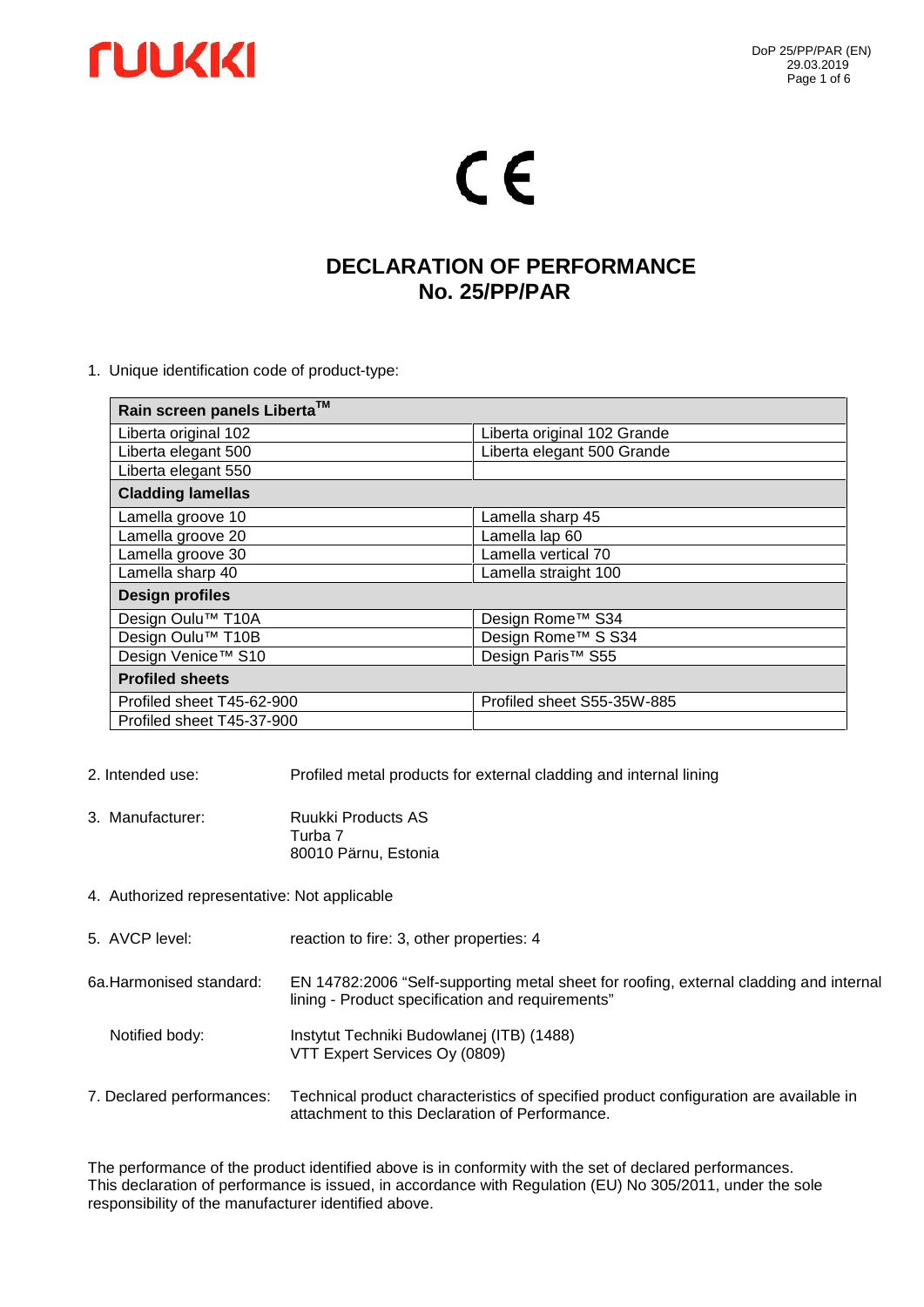CE

# DECLARATION OF PERFORMANCE
# No. 25/PP/PAR

1. Unique identification code of product-type:

| **Rain screen panels Liberta™** | |
|---|---|
| Liberta original 102 | Liberta original 102 Grande |
| Liberta elegant 500 | Liberta elegant 500 Grande |
| Liberta elegant 550 | |
| **Cladding lamellas** | |
| Lamella groove 10 | Lamella sharp 45 |
| Lamella groove 20 | Lamella lap 60 |
| Lamella groove 30 | Lamella vertical 70 |
| Lamella sharp 40 | Lamella straight 100 |
| **Design profiles** | |
| Design Oulu™ T10A | Design Rome™ S34 |
| Design Oulu™ T10B | Design Rome™ S S34 |
| Design Venice™ S10 | Design Paris™ S55 |
| **Profiled sheets** | |
| Profiled sheet T45-62-900 | Profiled sheet S55-35W-885 |
| Profiled sheet T45-37-900 | |

2. Intended use: Profiled metal products for external cladding and internal lining

3. Manufacturer: Ruukki Products AS
   Turba 7
   80010 Pärnu, Estonia

4. Authorized representative: Not applicable

5. AVCP level: reaction to fire: 3, other properties: 4

6a. Harmonised standard: EN 14782:2006 “Self-supporting metal sheet for roofing, external cladding and internal lining - Product specification and requirements”

   Notified body: Instytut Techniki Budowlanej (ITB) (1488)
   VTT Expert Services Oy (0809)

7. Declared performances: Technical product characteristics of specified product configuration are available in attachment to this Declaration of Performance.

The performance of the product identified above is in conformity with the set of declared performances. This declaration of performance is issued, in accordance with Regulation (EU) No 305/2011, under the sole responsibility of the manufacturer identified above.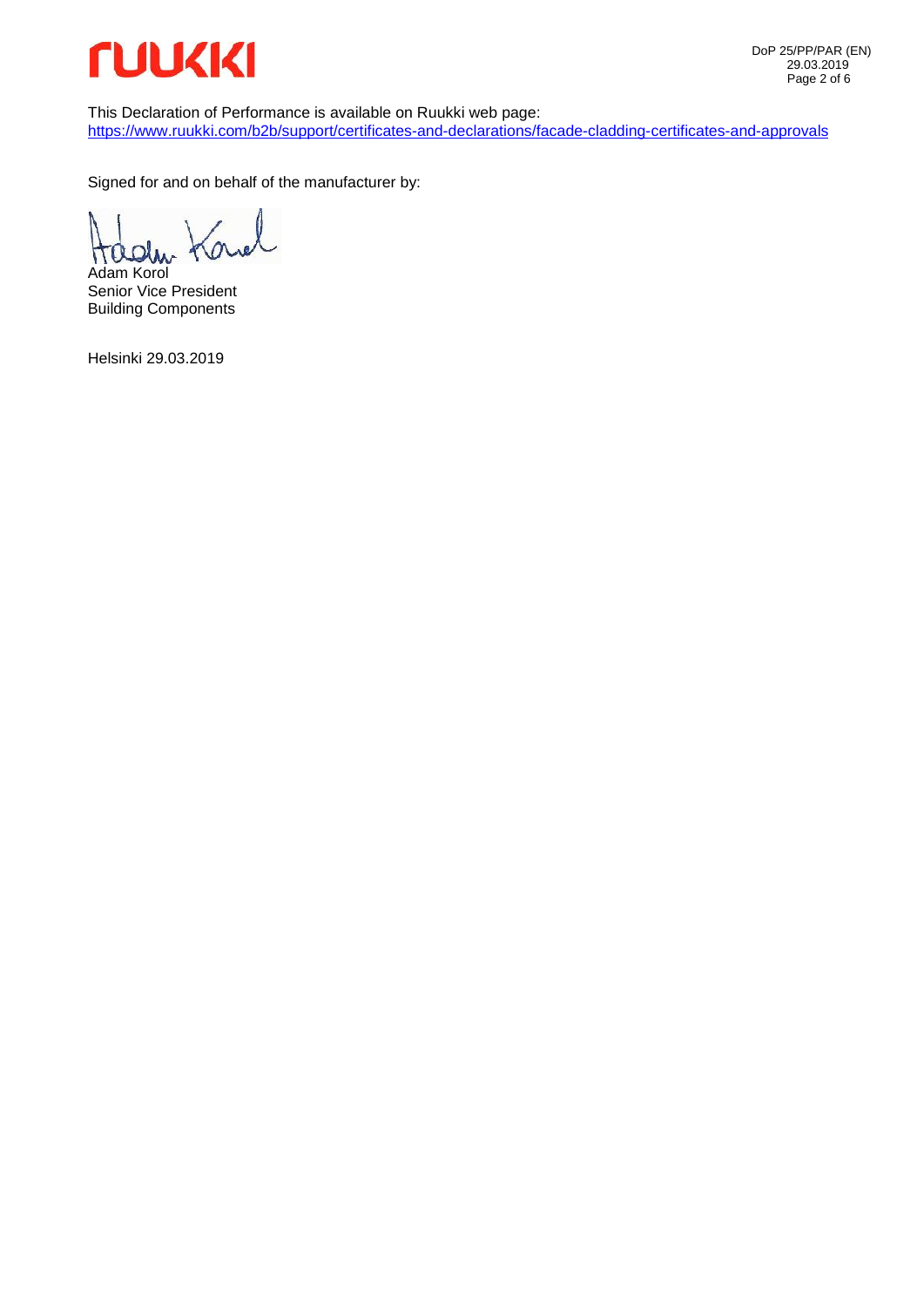This Declaration of Performance is available on Ruukki web page:
https://www.ruukki.com/b2b/support/certificates-and-declarations/facade-cladding-certificates-and-approvals

Signed for and on behalf of the manufacturer by:

Adam Korol
Senior Vice President
Building Components

Helsinki 29.03.2019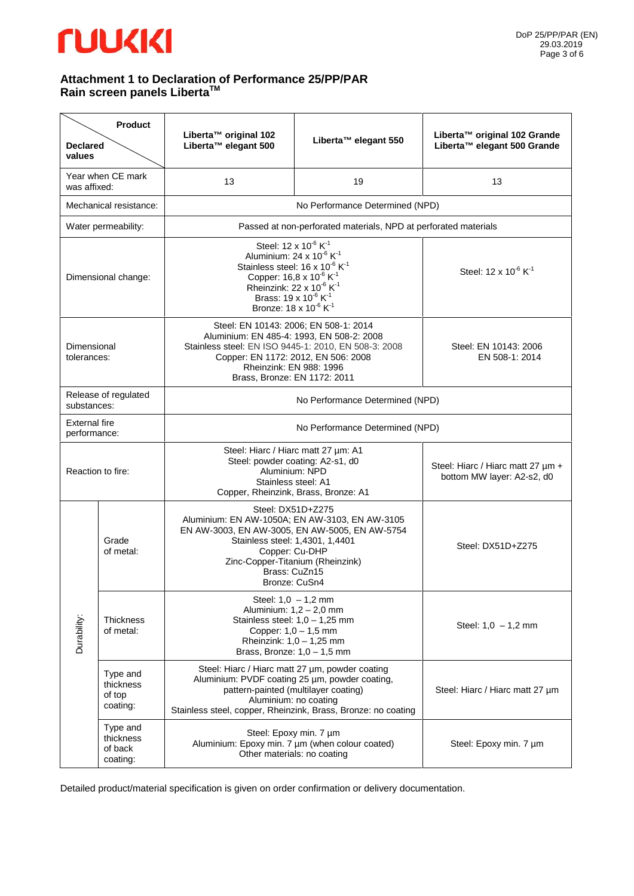## Attachment 1 to Declaration of Performance 25/PP/PAR
## Rain screen panels Liberta™

| Declared values / Product | | Liberta™ original 102<br>Liberta™ elegant 500 | Liberta™ elegant 550 | Liberta™ original 102 Grande<br>Liberta™ elegant 500 Grande |
|---|---|---|---|---|
| Year when CE mark was affixed: | | 13 | 19 | 13 |
| Mechanical resistance: | | No Performance Determined (NPD) | | |
| Water permeability: | | Passed at non-perforated materials, NPD at perforated materials | | |
| Dimensional change: | | Steel: 12 x $10^{-6}$ $K^{-1}$<br>Aluminium: 24 x $10^{-6}$ $K^{-1}$<br>Stainless steel: 16 x $10^{-6}$ $K^{-1}$<br>Copper: 16,8 x $10^{-6}$ $K^{-1}$<br>Rheinzink: 22 x $10^{-6}$ $K^{-1}$<br>Brass: 19 x $10^{-6}$ $K^{-1}$<br>Bronze: 18 x $10^{-6}$ $K^{-1}$ | | Steel: 12 x $10^{-6}$ $K^{-1}$ |
| Dimensional tolerances: | | Steel: EN 10143: 2006; EN 508-1: 2014<br>Aluminium: EN 485-4: 1993, EN 508-2: 2008<br>Stainless steel: EN ISO 9445-1: 2010, EN 508-3: 2008<br>Copper: EN 1172: 2012, EN 506: 2008<br>Rheinzink: EN 988: 1996<br>Brass, Bronze: EN 1172: 2011 | | Steel: EN 10143: 2006<br>EN 508-1: 2014 |
| Release of regulated substances: | | No Performance Determined (NPD) | | |
| External fire performance: | | No Performance Determined (NPD) | | |
| Reaction to fire: | | Steel: Hiarc / Hiarc matt 27 µm: A1<br>Steel: powder coating: A2-s1, d0<br>Aluminium: NPD<br>Stainless steel: A1<br>Copper, Rheinzink, Brass, Bronze: A1 | | Steel: Hiarc / Hiarc matt 27 µm + bottom MW layer: A2-s2, d0 |
| Durability: | Grade of metal: | Steel: DX51D+Z275<br>Aluminium: EN AW-1050A; EN AW-3103, EN AW-3105<br>EN AW-3003, EN AW-3005, EN AW-5005, EN AW-5754<br>Stainless steel: 1,4301, 1,4401<br>Copper: Cu-DHP<br>Zinc-Copper-Titanium (Rheinzink)<br>Brass: CuZn15<br>Bronze: CuSn4 | | Steel: DX51D+Z275 |
| | Thickness of metal: | Steel: 1,0 – 1,2 mm<br>Aluminium: 1,2 – 2,0 mm<br>Stainless steel: 1,0 – 1,25 mm<br>Copper: 1,0 – 1,5 mm<br>Rheinzink: 1,0 – 1,25 mm<br>Brass, Bronze: 1,0 – 1,5 mm | | Steel: 1,0 – 1,2 mm |
| | Type and thickness of top coating: | Steel: Hiarc / Hiarc matt 27 µm, powder coating<br>Aluminium: PVDF coating 25 µm, powder coating, pattern-painted (multilayer coating)<br>Aluminium: no coating<br>Stainless steel, copper, Rheinzink, Brass, Bronze: no coating | | Steel: Hiarc / Hiarc matt 27 µm |
| | Type and thickness of back coating: | Steel: Epoxy min. 7 µm<br>Aluminium: Epoxy min. 7 µm (when colour coated)<br>Other materials: no coating | | Steel: Epoxy min. 7 µm |

Detailed product/material specification is given on order confirmation or delivery documentation.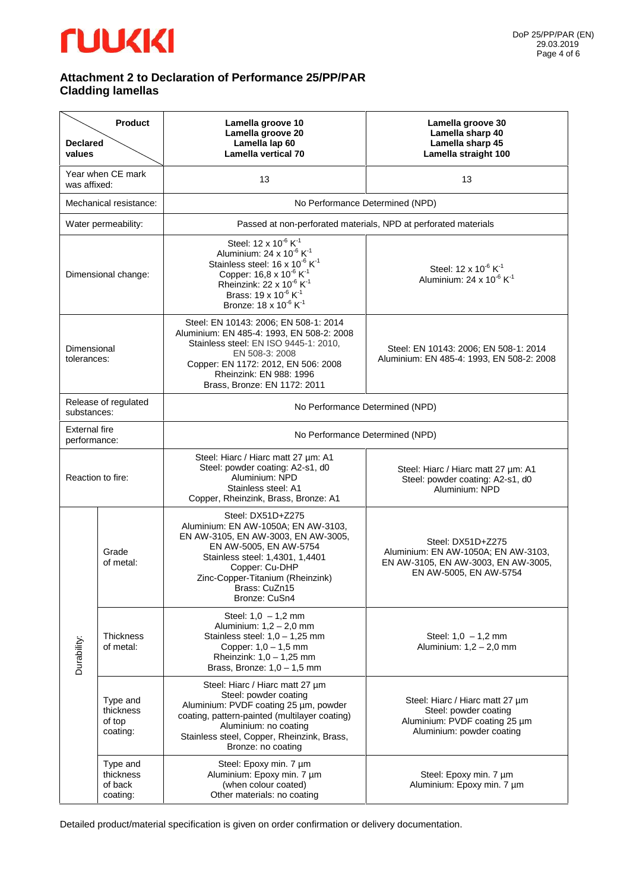## Attachment 2 to Declaration of Performance 25/PP/PAR
## Cladding lamellas

| Declared values \ Product | | Lamella groove 10<br>Lamella groove 20<br>Lamella lap 60<br>Lamella vertical 70 | Lamella groove 30<br>Lamella sharp 40<br>Lamella sharp 45<br>Lamella straight 100 |
|---|---|---|---|
| Year when CE mark was affixed: | | 13 | 13 |
| Mechanical resistance: | | No Performance Determined (NPD) | |
| Water permeability: | | Passed at non-perforated materials, NPD at perforated materials | |
| Dimensional change: | | Steel: $12 \times 10^{-6}$ $K^{-1}$<br>Aluminium: $24 \times 10^{-6}$ $K^{-1}$<br>Stainless steel: $16 \times 10^{-6}$ $K^{-1}$<br>Copper: $16,8 \times 10^{-6}$ $K^{-1}$<br>Rheinzink: $22 \times 10^{-6}$ $K^{-1}$<br>Brass: $19 \times 10^{-6}$ $K^{-1}$<br>Bronze: $18 \times 10^{-6}$ $K^{-1}$ | Steel: $12 \times 10^{-6}$ $K^{-1}$<br>Aluminium: $24 \times 10^{-6}$ $K^{-1}$ |
| Dimensional tolerances: | | Steel: EN 10143: 2006; EN 508-1: 2014<br>Aluminium: EN 485-4: 1993, EN 508-2: 2008<br>Stainless steel: EN ISO 9445-1: 2010, EN 508-3: 2008<br>Copper: EN 1172: 2012, EN 506: 2008<br>Rheinzink: EN 988: 1996<br>Brass, Bronze: EN 1172: 2011 | Steel: EN 10143: 2006; EN 508-1: 2014<br>Aluminium: EN 485-4: 1993, EN 508-2: 2008 |
| Release of regulated substances: | | No Performance Determined (NPD) | |
| External fire performance: | | No Performance Determined (NPD) | |
| Reaction to fire: | | Steel: Hiarc / Hiarc matt 27 µm: A1<br>Steel: powder coating: A2-s1, d0<br>Aluminium: NPD<br>Stainless steel: A1<br>Copper, Rheinzink, Brass, Bronze: A1 | Steel: Hiarc / Hiarc matt 27 µm: A1<br>Steel: powder coating: A2-s1, d0<br>Aluminium: NPD |
| Durability: | Grade of metal: | Steel: DX51D+Z275<br>Aluminium: EN AW-1050A; EN AW-3103, EN AW-3105, EN AW-3003, EN AW-3005, EN AW-5005, EN AW-5754<br>Stainless steel: 1,4301, 1,4401<br>Copper: Cu-DHP<br>Zinc-Copper-Titanium (Rheinzink)<br>Brass: CuZn15<br>Bronze: CuSn4 | Steel: DX51D+Z275<br>Aluminium: EN AW-1050A; EN AW-3103, EN AW-3105, EN AW-3003, EN AW-3005, EN AW-5005, EN AW-5754 |
| | Thickness of metal: | Steel: 1,0 – 1,2 mm<br>Aluminium: 1,2 – 2,0 mm<br>Stainless steel: 1,0 – 1,25 mm<br>Copper: 1,0 – 1,5 mm<br>Rheinzink: 1,0 – 1,25 mm<br>Brass, Bronze: 1,0 – 1,5 mm | Steel: 1,0 – 1,2 mm<br>Aluminium: 1,2 – 2,0 mm |
| | Type and thickness of top coating: | Steel: Hiarc / Hiarc matt 27 µm<br>Steel: powder coating<br>Aluminium: PVDF coating 25 µm, powder coating, pattern-painted (multilayer coating)<br>Aluminium: no coating<br>Stainless steel, Copper, Rheinzink, Brass, Bronze: no coating | Steel: Hiarc / Hiarc matt 27 µm<br>Steel: powder coating<br>Aluminium: PVDF coating 25 µm<br>Aluminium: powder coating |
| | Type and thickness of back coating: | Steel: Epoxy min. 7 µm<br>Aluminium: Epoxy min. 7 µm (when colour coated)<br>Other materials: no coating | Steel: Epoxy min. 7 µm<br>Aluminium: Epoxy min. 7 µm |

Detailed product/material specification is given on order confirmation or delivery documentation.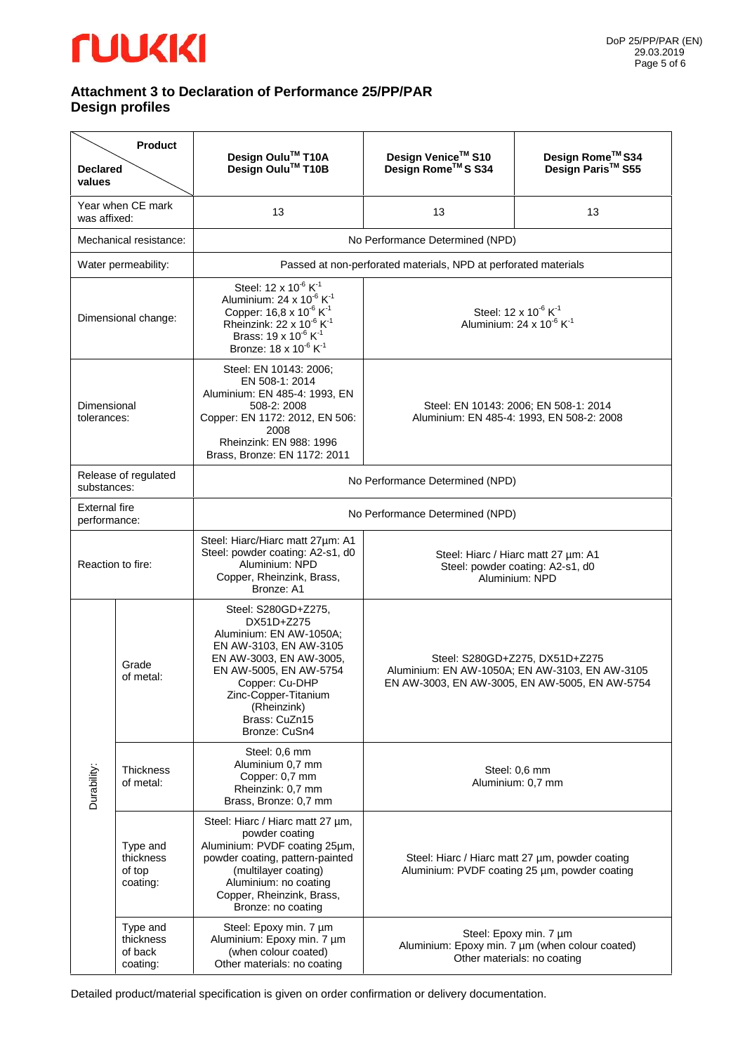# Attachment 3 to Declaration of Performance 25/PP/PAR
# Design profiles

| Declared values \ Product | | Design Oulu™ T10A<br>Design Oulu™ T10B | Design Venice™ S10<br>Design Rome™ S S34 | Design Rome™ S34<br>Design Paris™ S55 |
|---|---|---|---|---|
| Year when CE mark was affixed: | | 13 | 13 | 13 |
| Mechanical resistance: | | No Performance Determined (NPD) | | |
| Water permeability: | | Passed at non-perforated materials, NPD at perforated materials | | |
| Dimensional change: | | Steel: $12 \times 10^{-6}\ K^{-1}$<br>Aluminium: $24 \times 10^{-6}\ K^{-1}$<br>Copper: $16{,}8 \times 10^{-6}\ K^{-1}$<br>Rheinzink: $22 \times 10^{-6}\ K^{-1}$<br>Brass: $19 \times 10^{-6}\ K^{-1}$<br>Bronze: $18 \times 10^{-6}\ K^{-1}$ | Steel: $12 \times 10^{-6}\ K^{-1}$<br>Aluminium: $24 \times 10^{-6}\ K^{-1}$ | |
| Dimensional tolerances: | | Steel: EN 10143: 2006; EN 508-1: 2014<br>Aluminium: EN 485-4: 1993, EN 508-2: 2008<br>Copper: EN 1172: 2012, EN 506: 2008<br>Rheinzink: EN 988: 1996<br>Brass, Bronze: EN 1172: 2011 | Steel: EN 10143: 2006; EN 508-1: 2014<br>Aluminium: EN 485-4: 1993, EN 508-2: 2008 | |
| Release of regulated substances: | | No Performance Determined (NPD) | | |
| External fire performance: | | No Performance Determined (NPD) | | |
| Reaction to fire: | | Steel: Hiarc/Hiarc matt 27µm: A1<br>Steel: powder coating: A2-s1, d0<br>Aluminium: NPD<br>Copper, Rheinzink, Brass, Bronze: A1 | Steel: Hiarc / Hiarc matt 27 µm: A1<br>Steel: powder coating: A2-s1, d0<br>Aluminium: NPD | |
| Durability: | Grade of metal: | Steel: S280GD+Z275, DX51D+Z275<br>Aluminium: EN AW-1050A; EN AW-3103, EN AW-3105 EN AW-3003, EN AW-3005, EN AW-5005, EN AW-5754<br>Copper: Cu-DHP<br>Zinc-Copper-Titanium (Rheinzink)<br>Brass: CuZn15<br>Bronze: CuSn4 | Steel: S280GD+Z275, DX51D+Z275<br>Aluminium: EN AW-1050A; EN AW-3103, EN AW-3105 EN AW-3003, EN AW-3005, EN AW-5005, EN AW-5754 | |
| | Thickness of metal: | Steel: 0,6 mm<br>Aluminium 0,7 mm<br>Copper: 0,7 mm<br>Rheinzink: 0,7 mm<br>Brass, Bronze: 0,7 mm | Steel: 0,6 mm<br>Aluminium: 0,7 mm | |
| | Type and thickness of top coating: | Steel: Hiarc / Hiarc matt 27 µm, powder coating<br>Aluminium: PVDF coating 25µm, powder coating, pattern-painted (multilayer coating)<br>Aluminium: no coating<br>Copper, Rheinzink, Brass, Bronze: no coating | Steel: Hiarc / Hiarc matt 27 µm, powder coating<br>Aluminium: PVDF coating 25 µm, powder coating | |
| | Type and thickness of back coating: | Steel: Epoxy min. 7 µm<br>Aluminium: Epoxy min. 7 µm (when colour coated)<br>Other materials: no coating | Steel: Epoxy min. 7 µm<br>Aluminium: Epoxy min. 7 µm (when colour coated)<br>Other materials: no coating | |

Detailed product/material specification is given on order confirmation or delivery documentation.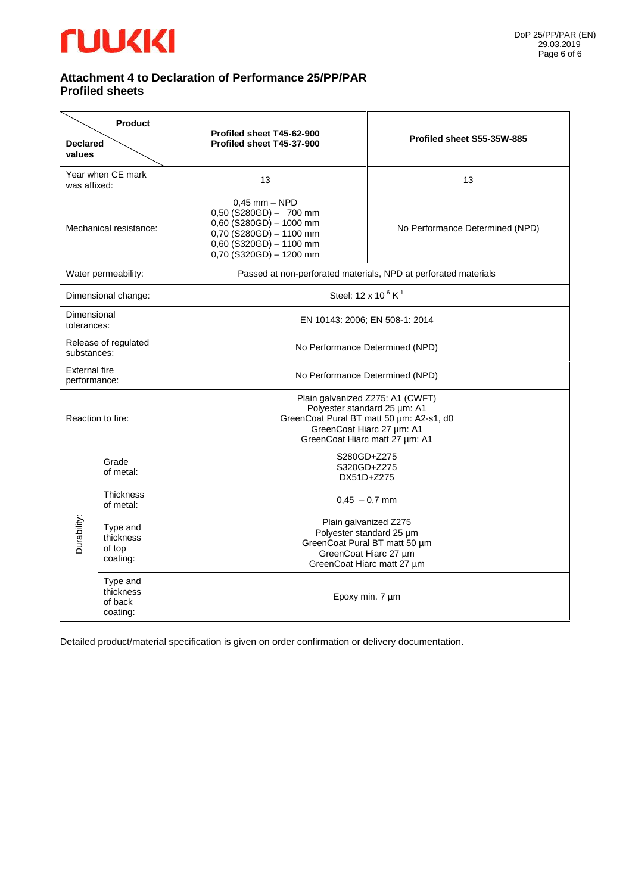# Attachment 4 to Declaration of Performance 25/PP/PAR
# Profiled sheets

| Declared values / Product | | Profiled sheet T45-62-900<br>Profiled sheet T45-37-900 | Profiled sheet S55-35W-885 |
|---|---|---|---|
| Year when CE mark was affixed: | | 13 | 13 |
| Mechanical resistance: | | 0,45 mm – NPD<br>0,50 (S280GD) – 700 mm<br>0,60 (S280GD) – 1000 mm<br>0,70 (S280GD) – 1100 mm<br>0,60 (S320GD) – 1100 mm<br>0,70 (S320GD) – 1200 mm | No Performance Determined (NPD) |
| Water permeability: | | Passed at non-perforated materials, NPD at perforated materials | |
| Dimensional change: | | Steel: 12 x $10^{-6}$ $K^{-1}$ | |
| Dimensional tolerances: | | EN 10143: 2006; EN 508-1: 2014 | |
| Release of regulated substances: | | No Performance Determined (NPD) | |
| External fire performance: | | No Performance Determined (NPD) | |
| Reaction to fire: | | Plain galvanized Z275: A1 (CWFT)<br>Polyester standard 25 µm: A1<br>GreenCoat Pural BT matt 50 µm: A2-s1, d0<br>GreenCoat Hiarc 27 µm: A1<br>GreenCoat Hiarc matt 27 µm: A1 | |
| Durability: | Grade of metal: | S280GD+Z275<br>S320GD+Z275<br>DX51D+Z275 | |
| | Thickness of metal: | 0,45 – 0,7 mm | |
| | Type and thickness of top coating: | Plain galvanized Z275<br>Polyester standard 25 µm<br>GreenCoat Pural BT matt 50 µm<br>GreenCoat Hiarc 27 µm<br>GreenCoat Hiarc matt 27 µm | |
| | Type and thickness of back coating: | Epoxy min. 7 µm | |

Detailed product/material specification is given on order confirmation or delivery documentation.